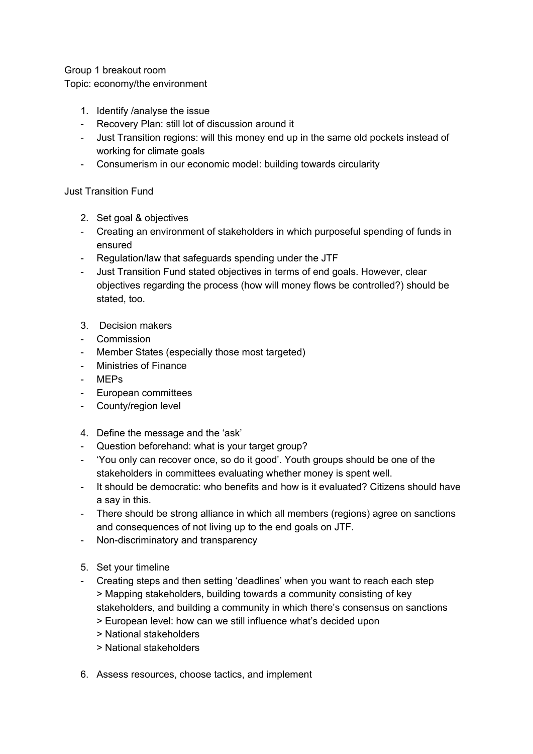Group 1 breakout room
Topic: economy/the environment

1. Identify /analyse the issue
- Recovery Plan: still lot of discussion around it
- Just Transition regions: will this money end up in the same old pockets instead of working for climate goals
- Consumerism in our economic model: building towards circularity

Just Transition Fund

2. Set goal & objectives
- Creating an environment of stakeholders in which purposeful spending of funds in ensured
- Regulation/law that safeguards spending under the JTF
- Just Transition Fund stated objectives in terms of end goals. However, clear objectives regarding the process (how will money flows be controlled?) should be stated, too.

3. Decision makers
- Commission
- Member States (especially those most targeted)
- Ministries of Finance
- MEPs
- European committees
- County/region level

4. Define the message and the 'ask'
- Question beforehand: what is your target group?
- 'You only can recover once, so do it good'. Youth groups should be one of the stakeholders in committees evaluating whether money is spent well.
- It should be democratic: who benefits and how is it evaluated? Citizens should have a say in this.
- There should be strong alliance in which all members (regions) agree on sanctions and consequences of not living up to the end goals on JTF.
- Non-discriminatory and transparency

5. Set your timeline
- Creating steps and then setting 'deadlines' when you want to reach each step
  > Mapping stakeholders, building towards a community consisting of key stakeholders, and building a community in which there's consensus on sanctions
  > European level: how can we still influence what's decided upon
  > National stakeholders
  > National stakeholders

6. Assess resources, choose tactics, and implement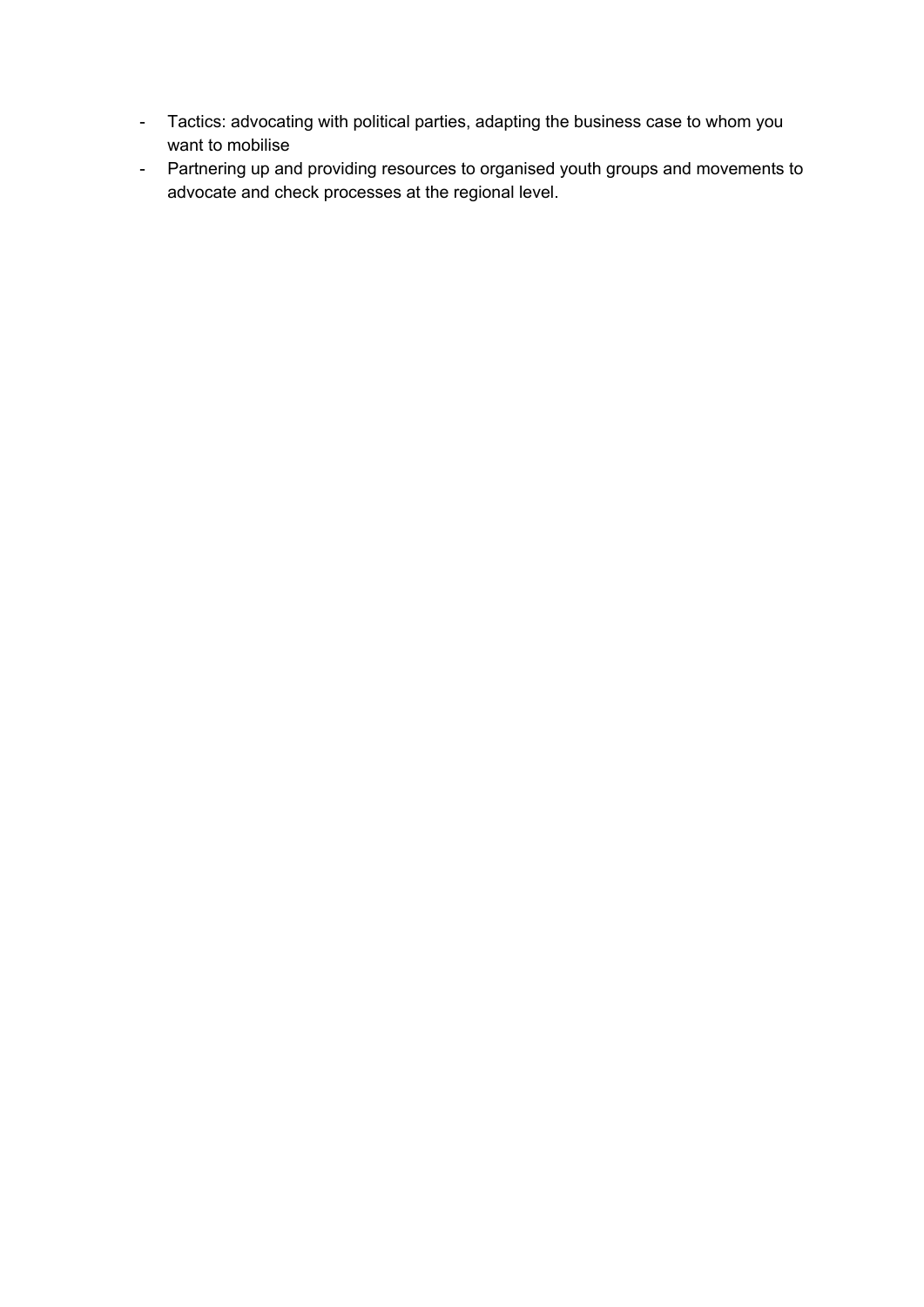- Tactics: advocating with political parties, adapting the business case to whom you want to mobilise
- Partnering up and providing resources to organised youth groups and movements to advocate and check processes at the regional level.